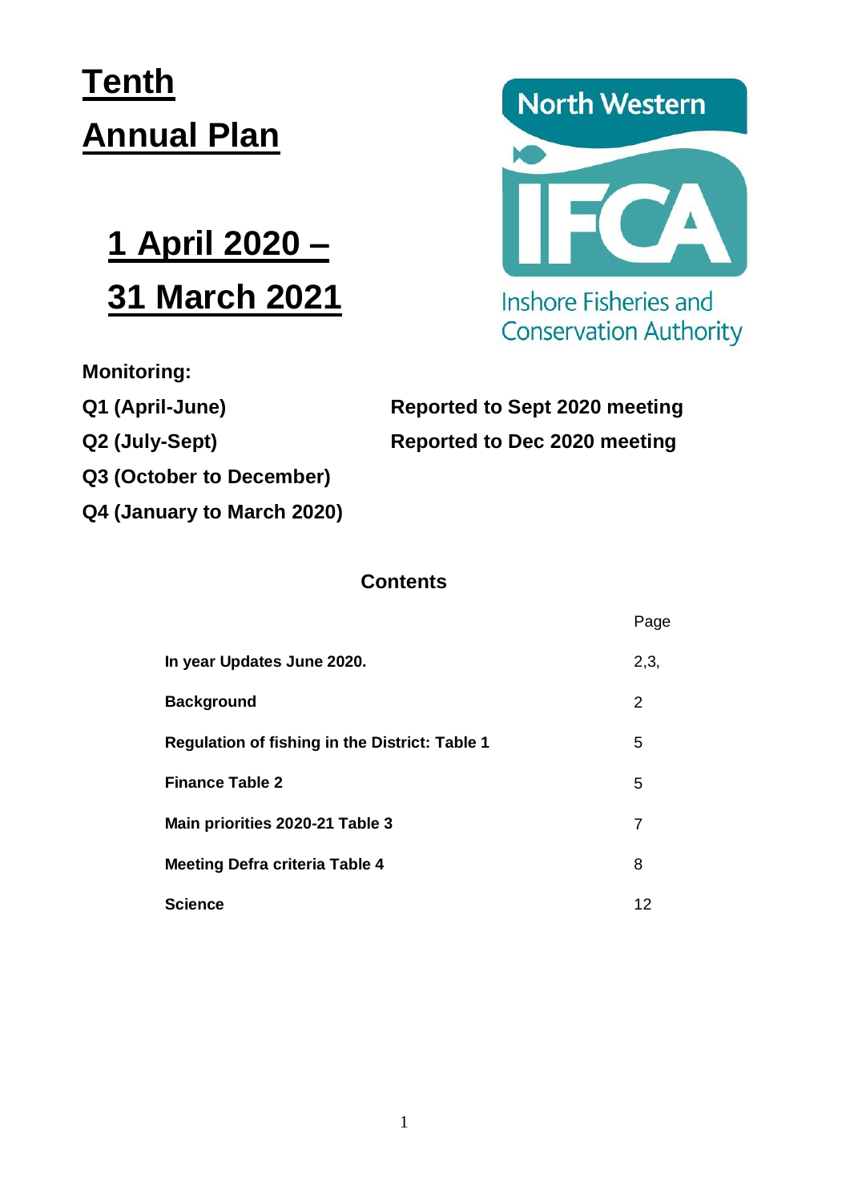# Tenth Annual Plan

# 1 April 2020 – 31 March 2021

North Western IFCA Inshore Fisheries and Conservation Authority

**Monitoring:**

| | |
|---|---|
| **Q1 (April-June)** | **Reported to Sept 2020 meeting** |
| **Q2 (July-Sept)** | **Reported to Dec 2020 meeting** |
| **Q3 (October to December)** | |
| **Q4 (January to March 2020)** | |

## Contents

| | Page |
|---|---|
| **In year Updates June 2020.** | 2,3, |
| **Background** | 2 |
| **Regulation of fishing in the District: Table 1** | 5 |
| **Finance Table 2** | 5 |
| **Main priorities 2020-21 Table 3** | 7 |
| **Meeting Defra criteria Table 4** | 8 |
| **Science** | 12 |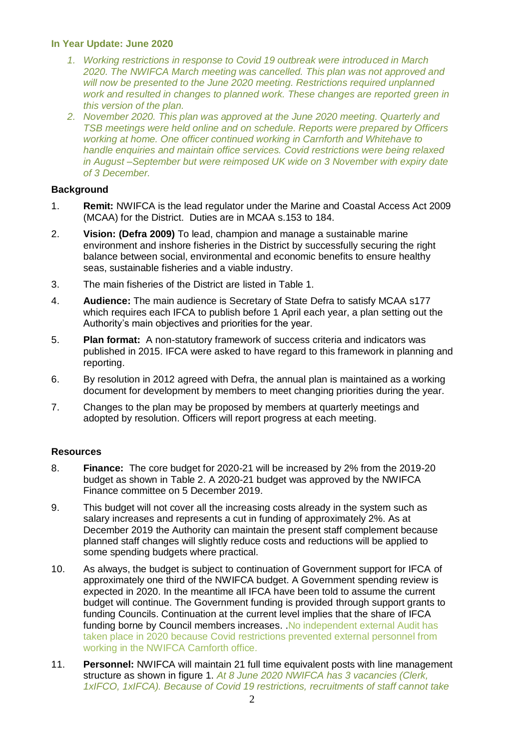### In Year Update: June 2020

1. *Working restrictions in response to Covid 19 outbreak were introduced in March 2020. The NWIFCA March meeting was cancelled. This plan was not approved and will now be presented to the June 2020 meeting. Restrictions required unplanned work and resulted in changes to planned work. These changes are reported green in this version of the plan.*
2. *November 2020. This plan was approved at the June 2020 meeting. Quarterly and TSB meetings were held online and on schedule. Reports were prepared by Officers working at home. One officer continued working in Carnforth and Whitehave to handle enquiries and maintain office services. Covid restrictions were being relaxed in August –September but were reimposed UK wide on 3 November with expiry date of 3 December.*

### Background

1. **Remit:** NWIFCA is the lead regulator under the Marine and Coastal Access Act 2009 (MCAA) for the District. Duties are in MCAA s.153 to 184.
2. **Vision: (Defra 2009)** To lead, champion and manage a sustainable marine environment and inshore fisheries in the District by successfully securing the right balance between social, environmental and economic benefits to ensure healthy seas, sustainable fisheries and a viable industry.
3. The main fisheries of the District are listed in Table 1.
4. **Audience:** The main audience is Secretary of State Defra to satisfy MCAA s177 which requires each IFCA to publish before 1 April each year, a plan setting out the Authority's main objectives and priorities for the year.
5. **Plan format:** A non-statutory framework of success criteria and indicators was published in 2015. IFCA were asked to have regard to this framework in planning and reporting.
6. By resolution in 2012 agreed with Defra, the annual plan is maintained as a working document for development by members to meet changing priorities during the year.
7. Changes to the plan may be proposed by members at quarterly meetings and adopted by resolution. Officers will report progress at each meeting.

### Resources

8. **Finance:** The core budget for 2020-21 will be increased by 2% from the 2019-20 budget as shown in Table 2. A 2020-21 budget was approved by the NWIFCA Finance committee on 5 December 2019.
9. This budget will not cover all the increasing costs already in the system such as salary increases and represents a cut in funding of approximately 2%. As at December 2019 the Authority can maintain the present staff complement because planned staff changes will slightly reduce costs and reductions will be applied to some spending budgets where practical.
10. As always, the budget is subject to continuation of Government support for IFCA of approximately one third of the NWIFCA budget. A Government spending review is expected in 2020. In the meantime all IFCA have been told to assume the current budget will continue. The Government funding is provided through support grants to funding Councils. Continuation at the current level implies that the share of IFCA funding borne by Council members increases. .No independent external Audit has taken place in 2020 because Covid restrictions prevented external personnel from working in the NWIFCA Carnforth office.
11. **Personnel:** NWIFCA will maintain 21 full time equivalent posts with line management structure as shown in figure 1. *At 8 June 2020 NWIFCA has 3 vacancies (Clerk, 1xIFCO, 1xIFCA). Because of Covid 19 restrictions, recruitments of staff cannot take*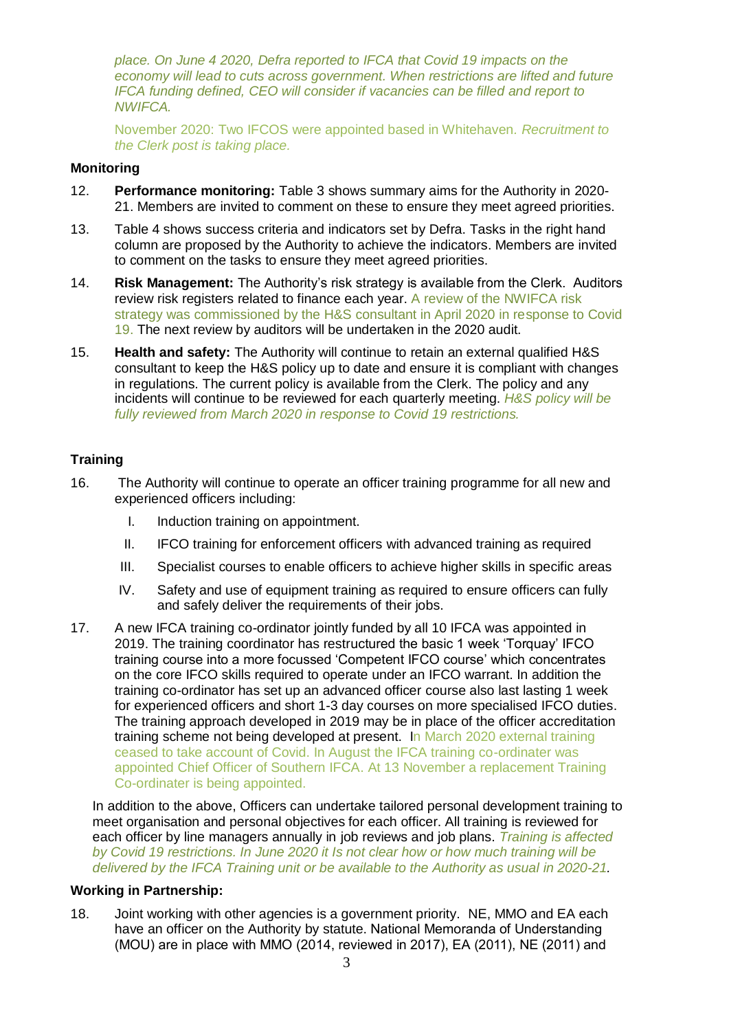*place. On June 4 2020, Defra reported to IFCA that Covid 19 impacts on the economy will lead to cuts across government. When restrictions are lifted and future IFCA funding defined, CEO will consider if vacancies can be filled and report to NWIFCA.*

November 2020: Two IFCOS were appointed based in Whitehaven. *Recruitment to the Clerk post is taking place.*

**Monitoring**

12. **Performance monitoring:** Table 3 shows summary aims for the Authority in 2020-21. Members are invited to comment on these to ensure they meet agreed priorities.

13. Table 4 shows success criteria and indicators set by Defra. Tasks in the right hand column are proposed by the Authority to achieve the indicators. Members are invited to comment on the tasks to ensure they meet agreed priorities.

14. **Risk Management:** The Authority's risk strategy is available from the Clerk. Auditors review risk registers related to finance each year. A review of the NWIFCA risk strategy was commissioned by the H&S consultant in April 2020 in response to Covid 19. The next review by auditors will be undertaken in the 2020 audit.

15. **Health and safety:** The Authority will continue to retain an external qualified H&S consultant to keep the H&S policy up to date and ensure it is compliant with changes in regulations. The current policy is available from the Clerk. The policy and any incidents will continue to be reviewed for each quarterly meeting. *H&S policy will be fully reviewed from March 2020 in response to Covid 19 restrictions.*

**Training**

16. The Authority will continue to operate an officer training programme for all new and experienced officers including:
    I. Induction training on appointment.
    II. IFCO training for enforcement officers with advanced training as required
    III. Specialist courses to enable officers to achieve higher skills in specific areas
    IV. Safety and use of equipment training as required to ensure officers can fully and safely deliver the requirements of their jobs.

17. A new IFCA training co-ordinator jointly funded by all 10 IFCA was appointed in 2019. The training coordinator has restructured the basic 1 week 'Torquay' IFCO training course into a more focussed 'Competent IFCO course' which concentrates on the core IFCO skills required to operate under an IFCO warrant. In addition the training co-ordinator has set up an advanced officer course also last lasting 1 week for experienced officers and short 1-3 day courses on more specialised IFCO duties. The training approach developed in 2019 may be in place of the officer accreditation training scheme not being developed at present. In March 2020 external training ceased to take account of Covid. In August the IFCA training co-ordinater was appointed Chief Officer of Southern IFCA. At 13 November a replacement Training Co-ordinater is being appointed.

In addition to the above, Officers can undertake tailored personal development training to meet organisation and personal objectives for each officer. All training is reviewed for each officer by line managers annually in job reviews and job plans. *Training is affected by Covid 19 restrictions. In June 2020 it Is not clear how or how much training will be delivered by the IFCA Training unit or be available to the Authority as usual in 2020-21.*

**Working in Partnership:**

18. Joint working with other agencies is a government priority. NE, MMO and EA each have an officer on the Authority by statute. National Memoranda of Understanding (MOU) are in place with MMO (2014, reviewed in 2017), EA (2011), NE (2011) and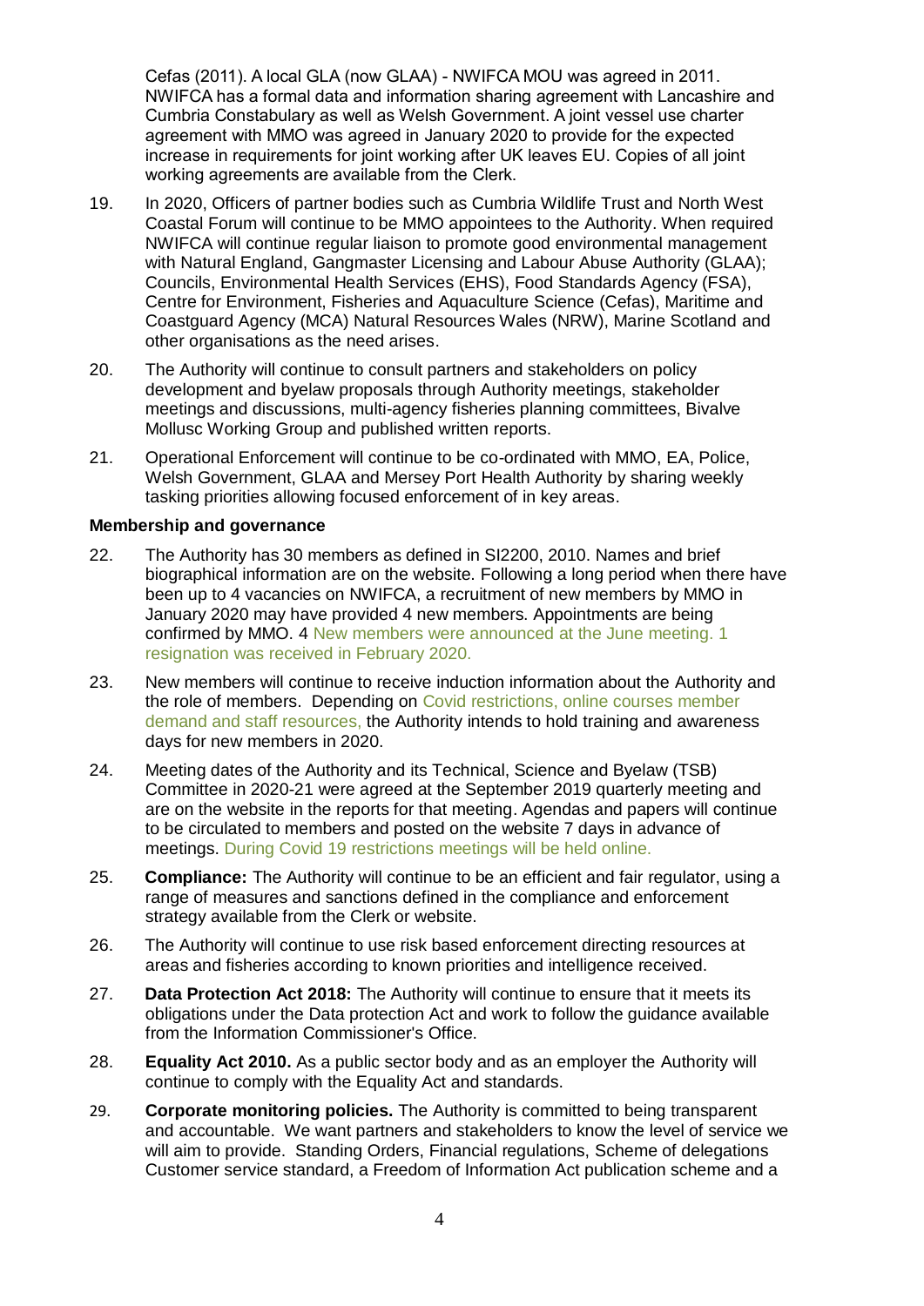Cefas (2011). A local GLA (now GLAA) - NWIFCA MOU was agreed in 2011. NWIFCA has a formal data and information sharing agreement with Lancashire and Cumbria Constabulary as well as Welsh Government. A joint vessel use charter agreement with MMO was agreed in January 2020 to provide for the expected increase in requirements for joint working after UK leaves EU. Copies of all joint working agreements are available from the Clerk.

19. In 2020, Officers of partner bodies such as Cumbria Wildlife Trust and North West Coastal Forum will continue to be MMO appointees to the Authority. When required NWIFCA will continue regular liaison to promote good environmental management with Natural England, Gangmaster Licensing and Labour Abuse Authority (GLAA); Councils, Environmental Health Services (EHS), Food Standards Agency (FSA), Centre for Environment, Fisheries and Aquaculture Science (Cefas), Maritime and Coastguard Agency (MCA) Natural Resources Wales (NRW), Marine Scotland and other organisations as the need arises.

20. The Authority will continue to consult partners and stakeholders on policy development and byelaw proposals through Authority meetings, stakeholder meetings and discussions, multi-agency fisheries planning committees, Bivalve Mollusc Working Group and published written reports.

21. Operational Enforcement will continue to be co-ordinated with MMO, EA, Police, Welsh Government, GLAA and Mersey Port Health Authority by sharing weekly tasking priorities allowing focused enforcement of in key areas.

**Membership and governance**

22. The Authority has 30 members as defined in SI2200, 2010. Names and brief biographical information are on the website. Following a long period when there have been up to 4 vacancies on NWIFCA, a recruitment of new members by MMO in January 2020 may have provided 4 new members. Appointments are being confirmed by MMO. 4 New members were announced at the June meeting. 1 resignation was received in February 2020.

23. New members will continue to receive induction information about the Authority and the role of members. Depending on Covid restrictions, online courses member demand and staff resources, the Authority intends to hold training and awareness days for new members in 2020.

24. Meeting dates of the Authority and its Technical, Science and Byelaw (TSB) Committee in 2020-21 were agreed at the September 2019 quarterly meeting and are on the website in the reports for that meeting. Agendas and papers will continue to be circulated to members and posted on the website 7 days in advance of meetings. During Covid 19 restrictions meetings will be held online.

25. **Compliance:** The Authority will continue to be an efficient and fair regulator, using a range of measures and sanctions defined in the compliance and enforcement strategy available from the Clerk or website.

26. The Authority will continue to use risk based enforcement directing resources at areas and fisheries according to known priorities and intelligence received.

27. **Data Protection Act 2018:** The Authority will continue to ensure that it meets its obligations under the Data protection Act and work to follow the guidance available from the Information Commissioner's Office.

28. **Equality Act 2010.** As a public sector body and as an employer the Authority will continue to comply with the Equality Act and standards.

29. **Corporate monitoring policies.** The Authority is committed to being transparent and accountable. We want partners and stakeholders to know the level of service we will aim to provide. Standing Orders, Financial regulations, Scheme of delegations Customer service standard, a Freedom of Information Act publication scheme and a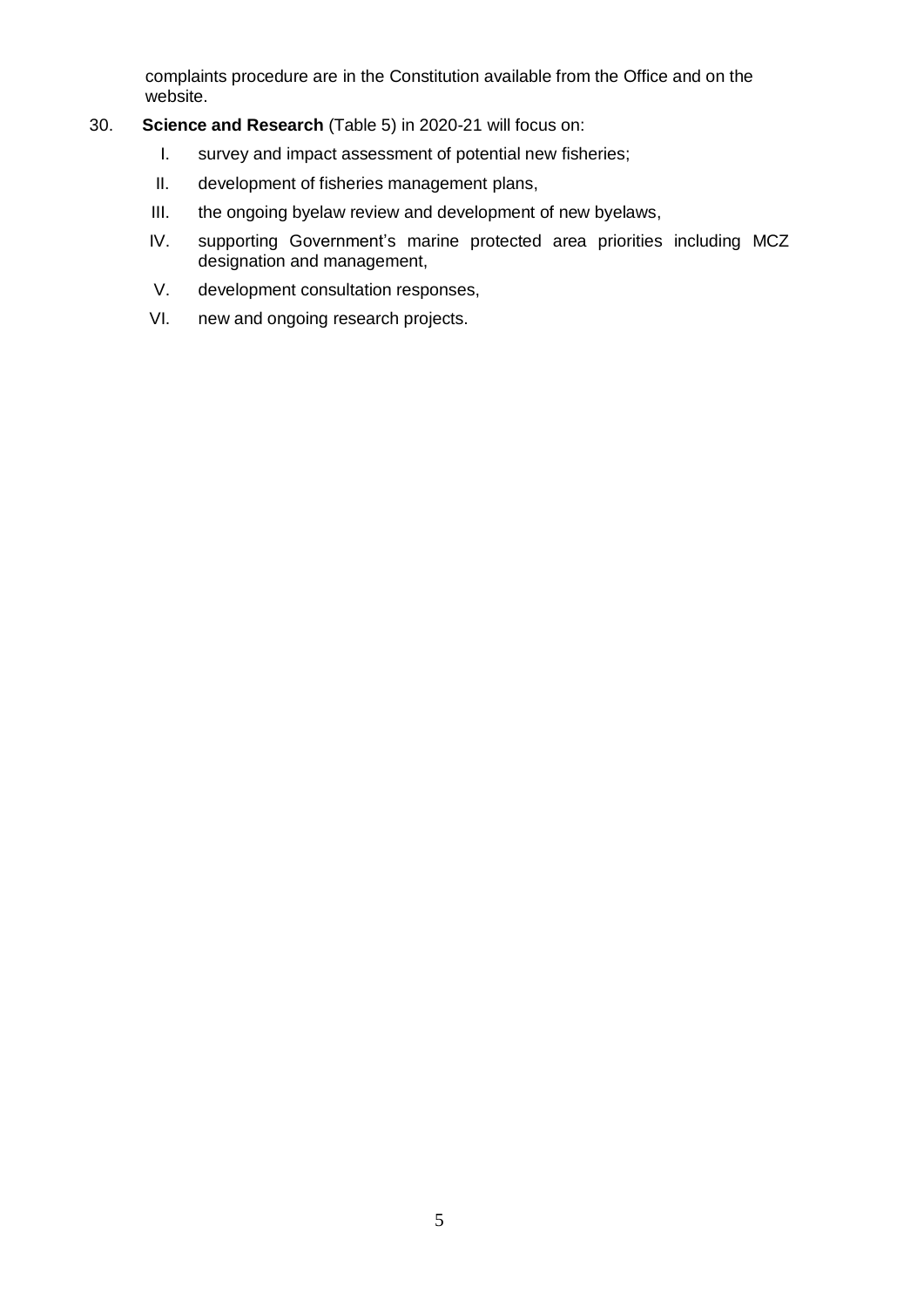complaints procedure are in the Constitution available from the Office and on the website.

30. **Science and Research** (Table 5) in 2020-21 will focus on:

    I. survey and impact assessment of potential new fisheries;

    II. development of fisheries management plans,

    III. the ongoing byelaw review and development of new byelaws,

    IV. supporting Government's marine protected area priorities including MCZ designation and management,

    V. development consultation responses,

    VI. new and ongoing research projects.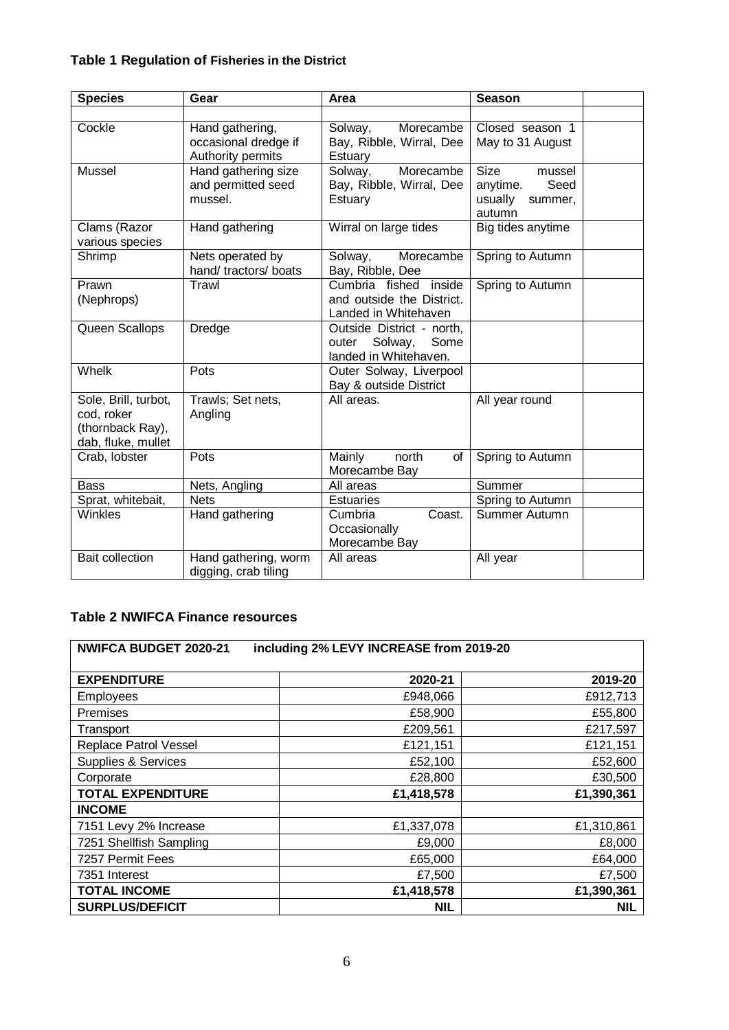### Table 1 Regulation of Fisheries in the District

| Species | Gear | Area | Season | |
|---|---|---|---|---|
| | | | | |
| Cockle | Hand gathering, occasional dredge if Authority permits | Solway, Morecambe Bay, Ribble, Wirral, Dee Estuary | Closed season 1 May to 31 August | |
| Mussel | Hand gathering size and permitted seed mussel. | Solway, Morecambe Bay, Ribble, Wirral, Dee Estuary | Size mussel anytime. Seed usually summer, autumn | |
| Clams (Razor various species | Hand gathering | Wirral on large tides | Big tides anytime | |
| Shrimp | Nets operated by hand/ tractors/ boats | Solway, Morecambe Bay, Ribble, Dee | Spring to Autumn | |
| Prawn (Nephrops) | Trawl | Cumbria fished inside and outside the District. Landed in Whitehaven | Spring to Autumn | |
| Queen Scallops | Dredge | Outside District - north, outer Solway, Some landed in Whitehaven. | | |
| Whelk | Pots | Outer Solway, Liverpool Bay & outside District | | |
| Sole, Brill, turbot, cod, roker (thornback Ray), dab, fluke, mullet | Trawls; Set nets, Angling | All areas. | All year round | |
| Crab, lobster | Pots | Mainly north of Morecambe Bay | Spring to Autumn | |
| Bass | Nets, Angling | All areas | Summer | |
| Sprat, whitebait, | Nets | Estuaries | Spring to Autumn | |
| Winkles | Hand gathering | Cumbria Coast. Occasionally Morecambe Bay | Summer Autumn | |
| Bait collection | Hand gathering, worm digging, crab tiling | All areas | All year | |

### Table 2 NWIFCA Finance resources

| NWIFCA BUDGET 2020-21 including 2% LEVY INCREASE from 2019-20 | | |
|---|---|---|
| **EXPENDITURE** | **2020-21** | **2019-20** |
| Employees | £948,066 | £912,713 |
| Premises | £58,900 | £55,800 |
| Transport | £209,561 | £217,597 |
| Replace Patrol Vessel | £121,151 | £121,151 |
| Supplies & Services | £52,100 | £52,600 |
| Corporate | £28,800 | £30,500 |
| **TOTAL EXPENDITURE** | **£1,418,578** | **£1,390,361** |
| **INCOME** | | |
| 7151 Levy 2% Increase | £1,337,078 | £1,310,861 |
| 7251 Shellfish Sampling | £9,000 | £8,000 |
| 7257 Permit Fees | £65,000 | £64,000 |
| 7351 Interest | £7,500 | £7,500 |
| **TOTAL INCOME** | **£1,418,578** | **£1,390,361** |
| **SURPLUS/DEFICIT** | **NIL** | **NIL** |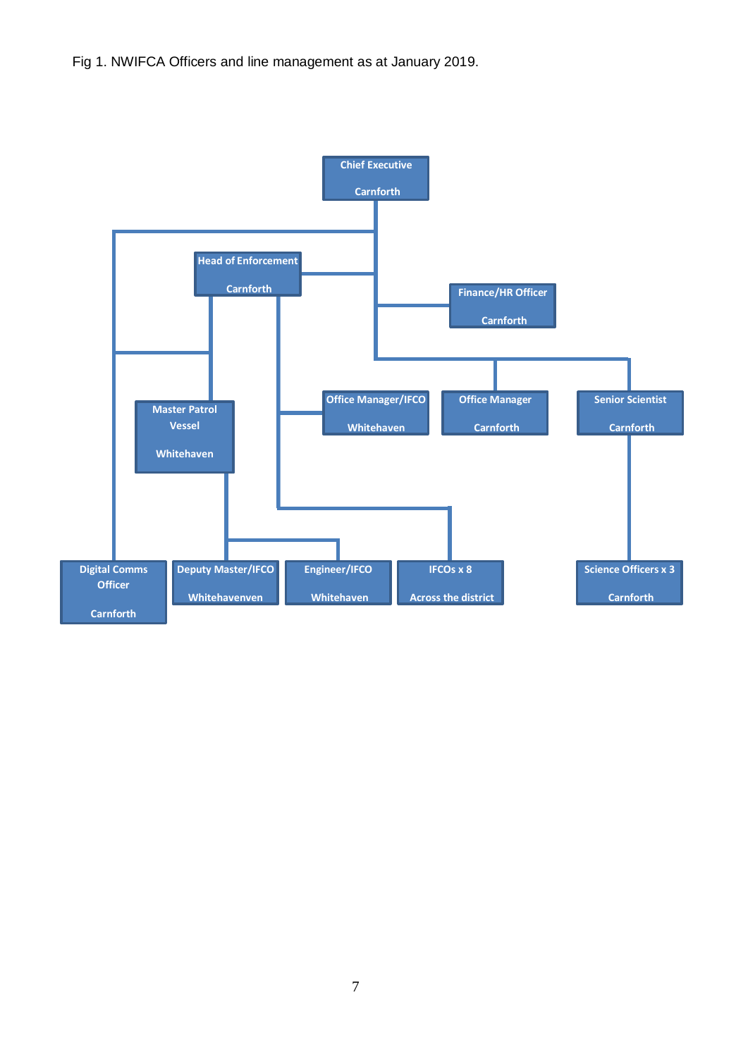Fig 1. NWIFCA Officers and line management as at January 2019.

Chief Executive

Carnforth

Head of Enforcement

Carnforth

Finance/HR Officer

Carnforth

Master Patrol Vessel

Whitehaven

Office Manager/IFCO

Whitehaven

Office Manager

Carnforth

Senior Scientist

Carnforth

Digital Comms Officer

Carnforth

Deputy Master/IFCO

Whitehavenven

Engineer/IFCO

Whitehaven

IFCOs x 8

Across the district

Science Officers x 3

Carnforth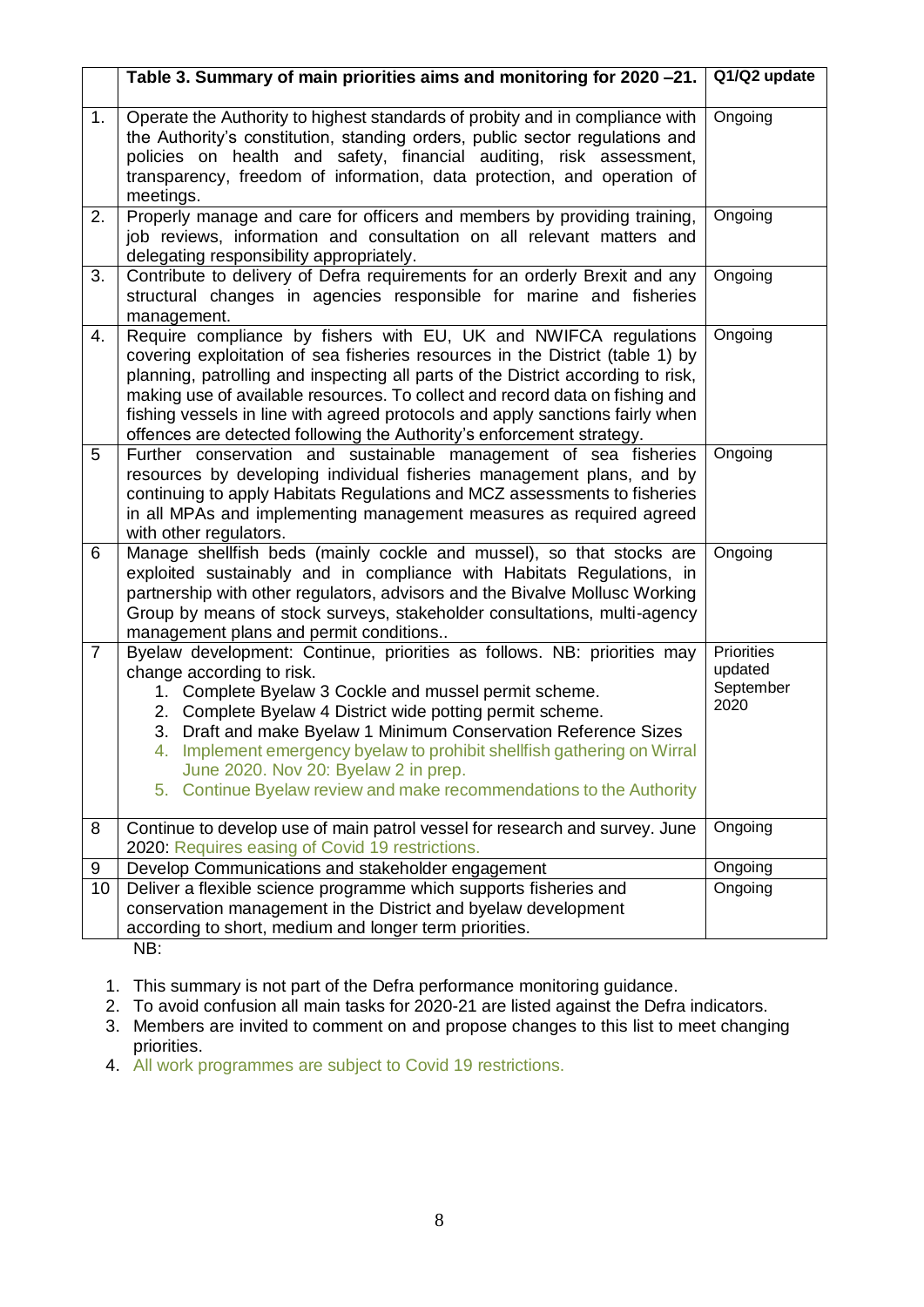| | Table 3. Summary of main priorities aims and monitoring for 2020 –21. | Q1/Q2 update |
|---|---|---|
| 1. | Operate the Authority to highest standards of probity and in compliance with the Authority's constitution, standing orders, public sector regulations and policies on health and safety, financial auditing, risk assessment, transparency, freedom of information, data protection, and operation of meetings. | Ongoing |
| 2. | Properly manage and care for officers and members by providing training, job reviews, information and consultation on all relevant matters and delegating responsibility appropriately. | Ongoing |
| 3. | Contribute to delivery of Defra requirements for an orderly Brexit and any structural changes in agencies responsible for marine and fisheries management. | Ongoing |
| 4. | Require compliance by fishers with EU, UK and NWIFCA regulations covering exploitation of sea fisheries resources in the District (table 1) by planning, patrolling and inspecting all parts of the District according to risk, making use of available resources. To collect and record data on fishing and fishing vessels in line with agreed protocols and apply sanctions fairly when offences are detected following the Authority's enforcement strategy. | Ongoing |
| 5 | Further conservation and sustainable management of sea fisheries resources by developing individual fisheries management plans, and by continuing to apply Habitats Regulations and MCZ assessments to fisheries in all MPAs and implementing management measures as required agreed with other regulators. | Ongoing |
| 6 | Manage shellfish beds (mainly cockle and mussel), so that stocks are exploited sustainably and in compliance with Habitats Regulations, in partnership with other regulators, advisors and the Bivalve Mollusc Working Group by means of stock surveys, stakeholder consultations, multi-agency management plans and permit conditions.. | Ongoing |
| 7 | Byelaw development: Continue, priorities as follows. NB: priorities may change according to risk.<br>1. Complete Byelaw 3 Cockle and mussel permit scheme.<br>2. Complete Byelaw 4 District wide potting permit scheme.<br>3. Draft and make Byelaw 1 Minimum Conservation Reference Sizes<br>4. Implement emergency byelaw to prohibit shellfish gathering on Wirral June 2020. Nov 20: Byelaw 2 in prep.<br>5. Continue Byelaw review and make recommendations to the Authority | Priorities updated September 2020 |
| 8 | Continue to develop use of main patrol vessel for research and survey. June 2020: Requires easing of Covid 19 restrictions. | Ongoing |
| 9 | Develop Communications and stakeholder engagement | Ongoing |
| 10 | Deliver a flexible science programme which supports fisheries and conservation management in the District and byelaw development according to short, medium and longer term priorities. | Ongoing |

NB:

1. This summary is not part of the Defra performance monitoring guidance.
2. To avoid confusion all main tasks for 2020-21 are listed against the Defra indicators.
3. Members are invited to comment on and propose changes to this list to meet changing priorities.
4. All work programmes are subject to Covid 19 restrictions.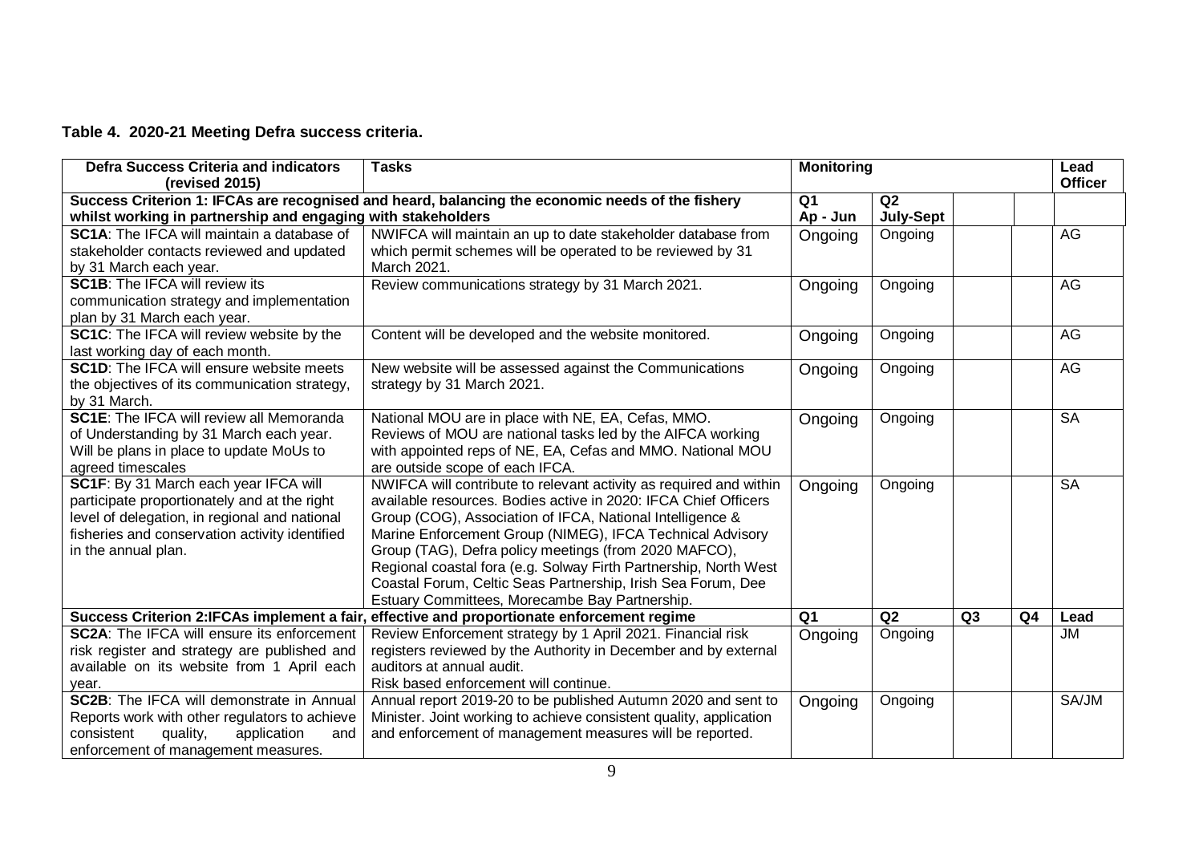**Table 4. 2020-21 Meeting Defra success criteria.**

| Defra Success Criteria and indicators (revised 2015) | Tasks | Monitoring | | | | Lead Officer |
|---|---|---|---|---|---|---|
| **Success Criterion 1: IFCAs are recognised and heard, balancing the economic needs of the fishery whilst working in partnership and engaging with stakeholders** | | Q1 Ap - Jun | Q2 July-Sept | | | |
| **SC1A**: The IFCA will maintain a database of stakeholder contacts reviewed and updated by 31 March each year. | NWIFCA will maintain an up to date stakeholder database from which permit schemes will be operated to be reviewed by 31 March 2021. | Ongoing | Ongoing | | | AG |
| **SC1B**: The IFCA will review its communication strategy and implementation plan by 31 March each year. | Review communications strategy by 31 March 2021. | Ongoing | Ongoing | | | AG |
| **SC1C**: The IFCA will review website by the last working day of each month. | Content will be developed and the website monitored. | Ongoing | Ongoing | | | AG |
| **SC1D**: The IFCA will ensure website meets the objectives of its communication strategy, by 31 March. | New website will be assessed against the Communications strategy by 31 March 2021. | Ongoing | Ongoing | | | AG |
| **SC1E**: The IFCA will review all Memoranda of Understanding by 31 March each year. Will be plans in place to update MoUs to agreed timescales | National MOU are in place with NE, EA, Cefas, MMO. Reviews of MOU are national tasks led by the AIFCA working with appointed reps of NE, EA, Cefas and MMO. National MOU are outside scope of each IFCA. | Ongoing | Ongoing | | | SA |
| **SC1F**: By 31 March each year IFCA will participate proportionately and at the right level of delegation, in regional and national fisheries and conservation activity identified in the annual plan. | NWIFCA will contribute to relevant activity as required and within available resources. Bodies active in 2020: IFCA Chief Officers Group (COG), Association of IFCA, National Intelligence & Marine Enforcement Group (NIMEG), IFCA Technical Advisory Group (TAG), Defra policy meetings (from 2020 MAFCO), Regional coastal fora (e.g. Solway Firth Partnership, North West Coastal Forum, Celtic Seas Partnership, Irish Sea Forum, Dee Estuary Committees, Morecambe Bay Partnership. | Ongoing | Ongoing | | | SA |
| **Success Criterion 2:IFCAs implement a fair, effective and proportionate enforcement regime** | | Q1 | Q2 | Q3 | Q4 | Lead |
| **SC2A**: The IFCA will ensure its enforcement risk register and strategy are published and available on its website from 1 April each year. | Review Enforcement strategy by 1 April 2021. Financial risk registers reviewed by the Authority in December and by external auditors at annual audit. Risk based enforcement will continue. | Ongoing | Ongoing | | | JM |
| **SC2B**: The IFCA will demonstrate in Annual Reports work with other regulators to achieve consistent quality, application and enforcement of management measures. | Annual report 2019-20 to be published Autumn 2020 and sent to Minister. Joint working to achieve consistent quality, application and enforcement of management measures will be reported. | Ongoing | Ongoing | | | SA/JM |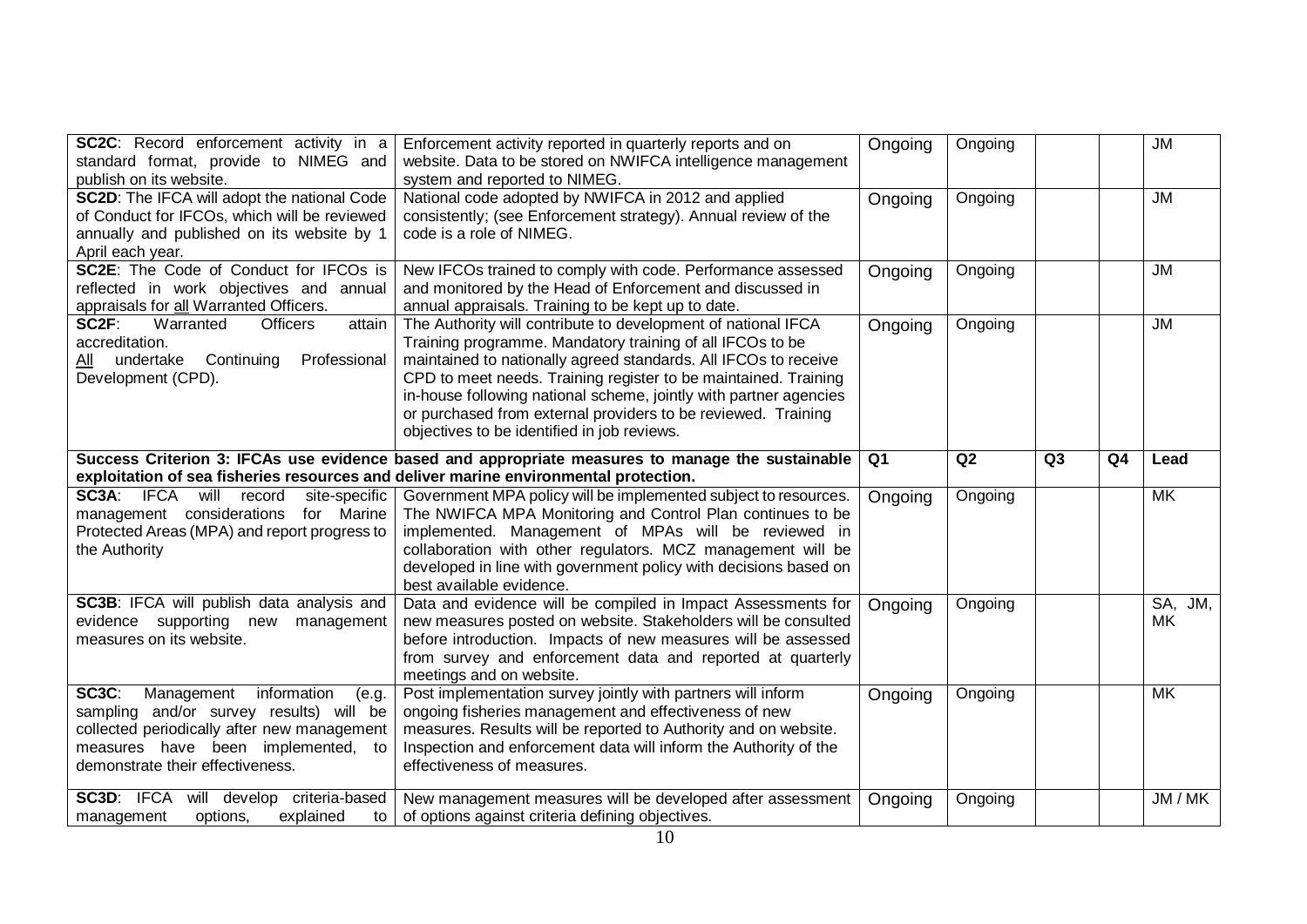| | | | | | | |
|---|---|---|---|---|---|---|
| **SC2C**: Record enforcement activity in a standard format, provide to NIMEG and publish on its website. | Enforcement activity reported in quarterly reports and on website. Data to be stored on NWIFCA intelligence management system and reported to NIMEG. | Ongoing | Ongoing | | | JM |
| **SC2D**: The IFCA will adopt the national Code of Conduct for IFCOs, which will be reviewed annually and published on its website by 1 April each year. | National code adopted by NWIFCA in 2012 and applied consistently; (see Enforcement strategy). Annual review of the code is a role of NIMEG. | Ongoing | Ongoing | | | JM |
| **SC2E**: The Code of Conduct for IFCOs is reflected in work objectives and annual appraisals for all Warranted Officers. | New IFCOs trained to comply with code. Performance assessed and monitored by the Head of Enforcement and discussed in annual appraisals. Training to be kept up to date. | Ongoing | Ongoing | | | JM |
| **SC2F**: Warranted Officers attain accreditation. All undertake Continuing Professional Development (CPD). | The Authority will contribute to development of national IFCA Training programme. Mandatory training of all IFCOs to be maintained to nationally agreed standards. All IFCOs to receive CPD to meet needs. Training register to be maintained. Training in-house following national scheme, jointly with partner agencies or purchased from external providers to be reviewed. Training objectives to be identified in job reviews. | Ongoing | Ongoing | | | JM |
| **Success Criterion 3: IFCAs use evidence based and appropriate measures to manage the sustainable exploitation of sea fisheries resources and deliver marine environmental protection.** | | **Q1** | **Q2** | **Q3** | **Q4** | **Lead** |
| **SC3A**: IFCA will record site-specific management considerations for Marine Protected Areas (MPA) and report progress to the Authority | Government MPA policy will be implemented subject to resources. The NWIFCA MPA Monitoring and Control Plan continues to be implemented. Management of MPAs will be reviewed in collaboration with other regulators. MCZ management will be developed in line with government policy with decisions based on best available evidence. | Ongoing | Ongoing | | | MK |
| **SC3B**: IFCA will publish data analysis and evidence supporting new management measures on its website. | Data and evidence will be compiled in Impact Assessments for new measures posted on website. Stakeholders will be consulted before introduction. Impacts of new measures will be assessed from survey and enforcement data and reported at quarterly meetings and on website. | Ongoing | Ongoing | | | SA, JM, MK |
| **SC3C**: Management information (e.g. sampling and/or survey results) will be collected periodically after new management measures have been implemented, to demonstrate their effectiveness. | Post implementation survey jointly with partners will inform ongoing fisheries management and effectiveness of new measures. Results will be reported to Authority and on website. Inspection and enforcement data will inform the Authority of the effectiveness of measures. | Ongoing | Ongoing | | | MK |
| **SC3D**: IFCA will develop criteria-based management options, explained to | New management measures will be developed after assessment of options against criteria defining objectives. | Ongoing | Ongoing | | | JM / MK |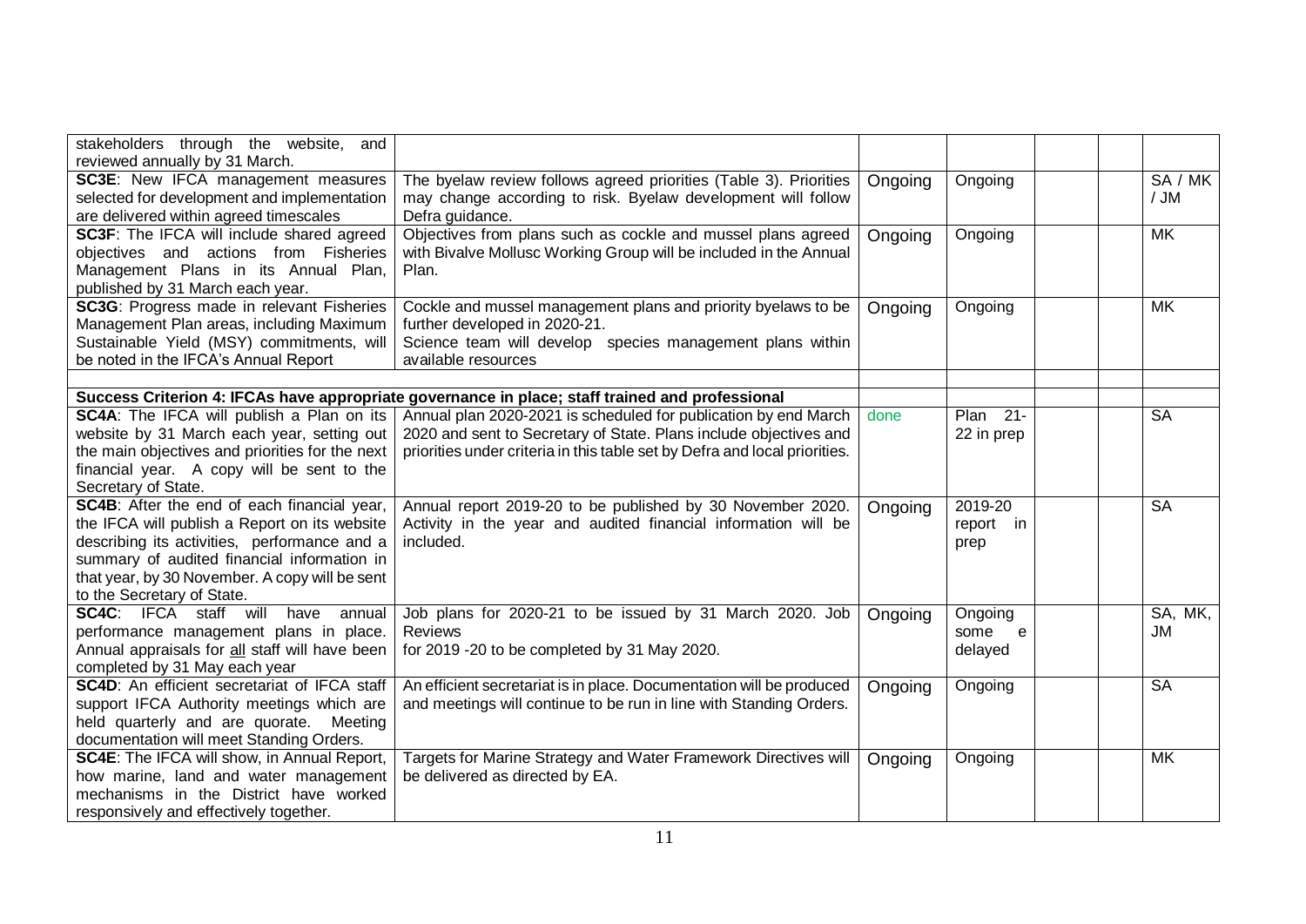| | | | | | | |
|---|---|---|---|---|---|---|
| stakeholders through the website, and reviewed annually by 31 March. | | | | | | |
| **SC3E**: New IFCA management measures selected for development and implementation are delivered within agreed timescales | The byelaw review follows agreed priorities (Table 3). Priorities may change according to risk. Byelaw development will follow Defra guidance. | Ongoing | Ongoing | | | SA / MK / JM |
| **SC3F**: The IFCA will include shared agreed objectives and actions from Fisheries Management Plans in its Annual Plan, published by 31 March each year. | Objectives from plans such as cockle and mussel plans agreed with Bivalve Mollusc Working Group will be included in the Annual Plan. | Ongoing | Ongoing | | | MK |
| **SC3G**: Progress made in relevant Fisheries Management Plan areas, including Maximum Sustainable Yield (MSY) commitments, will be noted in the IFCA's Annual Report | Cockle and mussel management plans and priority byelaws to be further developed in 2020-21. Science team will develop species management plans within available resources | Ongoing | Ongoing | | | MK |
| | | | | | | |
| **Success Criterion 4: IFCAs have appropriate governance in place; staff trained and professional** | | | | | | |
| **SC4A**: The IFCA will publish a Plan on its website by 31 March each year, setting out the main objectives and priorities for the next financial year. A copy will be sent to the Secretary of State. | Annual plan 2020-2021 is scheduled for publication by end March 2020 and sent to Secretary of State. Plans include objectives and priorities under criteria in this table set by Defra and local priorities. | done | Plan 21-22 in prep | | | SA |
| **SC4B**: After the end of each financial year, the IFCA will publish a Report on its website describing its activities, performance and a summary of audited financial information in that year, by 30 November. A copy will be sent to the Secretary of State. | Annual report 2019-20 to be published by 30 November 2020. Activity in the year and audited financial information will be included. | Ongoing | 2019-20 report in prep | | | SA |
| **SC4C**: IFCA staff will have annual performance management plans in place. Annual appraisals for <u>all</u> staff will have been completed by 31 May each year | Job plans for 2020-21 to be issued by 31 March 2020. Job Reviews for 2019 -20 to be completed by 31 May 2020. | Ongoing | Ongoing some e delayed | | | SA, MK, JM |
| **SC4D**: An efficient secretariat of IFCA staff support IFCA Authority meetings which are held quarterly and are quorate. Meeting documentation will meet Standing Orders. | An efficient secretariat is in place. Documentation will be produced and meetings will continue to be run in line with Standing Orders. | Ongoing | Ongoing | | | SA |
| **SC4E**: The IFCA will show, in Annual Report, how marine, land and water management mechanisms in the District have worked responsively and effectively together. | Targets for Marine Strategy and Water Framework Directives will be delivered as directed by EA. | Ongoing | Ongoing | | | MK |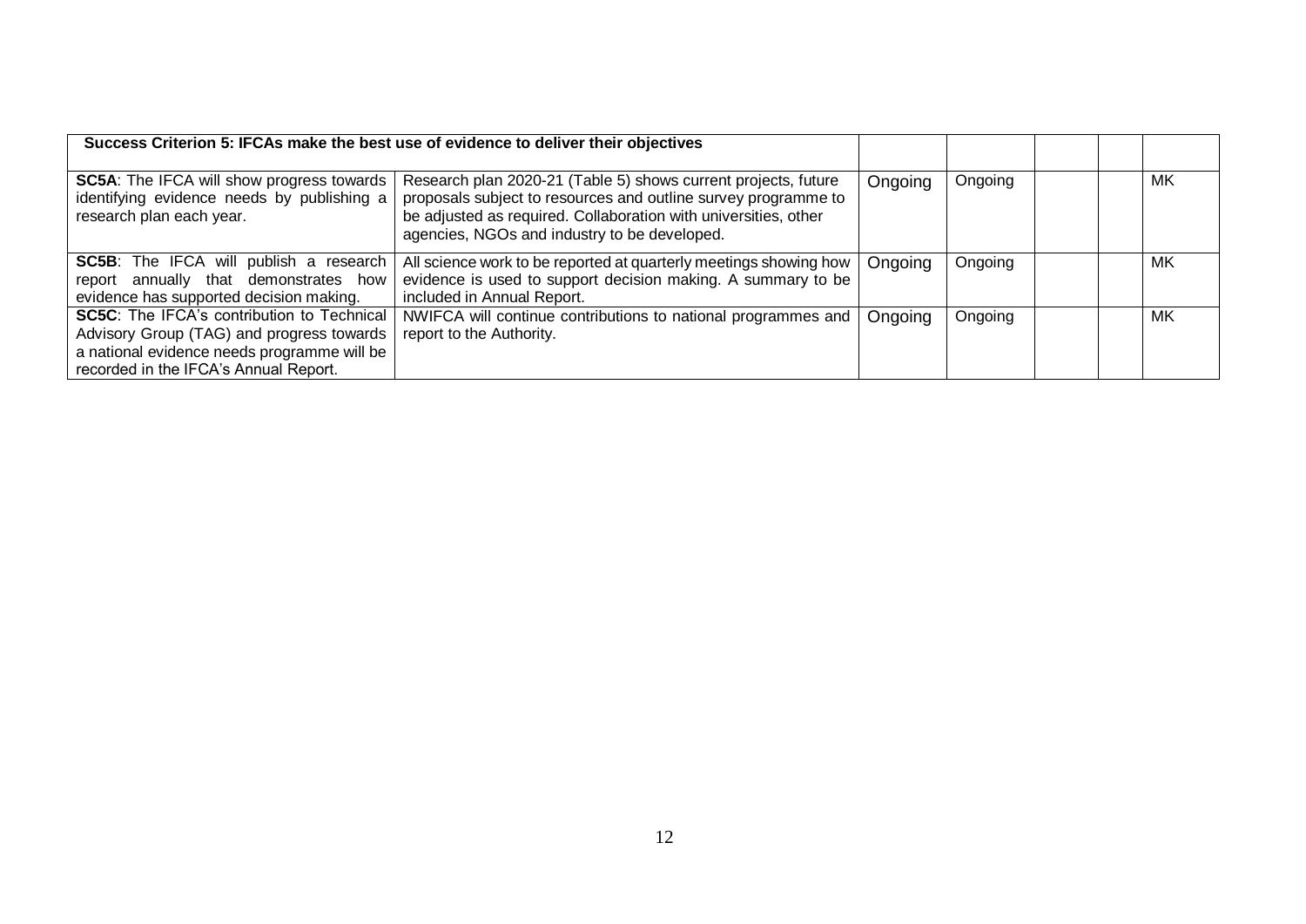| Success Criterion 5: IFCAs make the best use of evidence to deliver their objectives | | | | | | |
|---|---|---|---|---|---|---|
| **SC5A**: The IFCA will show progress towards identifying evidence needs by publishing a research plan each year. | Research plan 2020-21 (Table 5) shows current projects, future proposals subject to resources and outline survey programme to be adjusted as required. Collaboration with universities, other agencies, NGOs and industry to be developed. | Ongoing | Ongoing | | | MK |
| **SC5B**: The IFCA will publish a research report annually that demonstrates how evidence has supported decision making. | All science work to be reported at quarterly meetings showing how evidence is used to support decision making. A summary to be included in Annual Report. | Ongoing | Ongoing | | | MK |
| **SC5C**: The IFCA's contribution to Technical Advisory Group (TAG) and progress towards a national evidence needs programme will be recorded in the IFCA's Annual Report. | NWIFCA will continue contributions to national programmes and report to the Authority. | Ongoing | Ongoing | | | MK |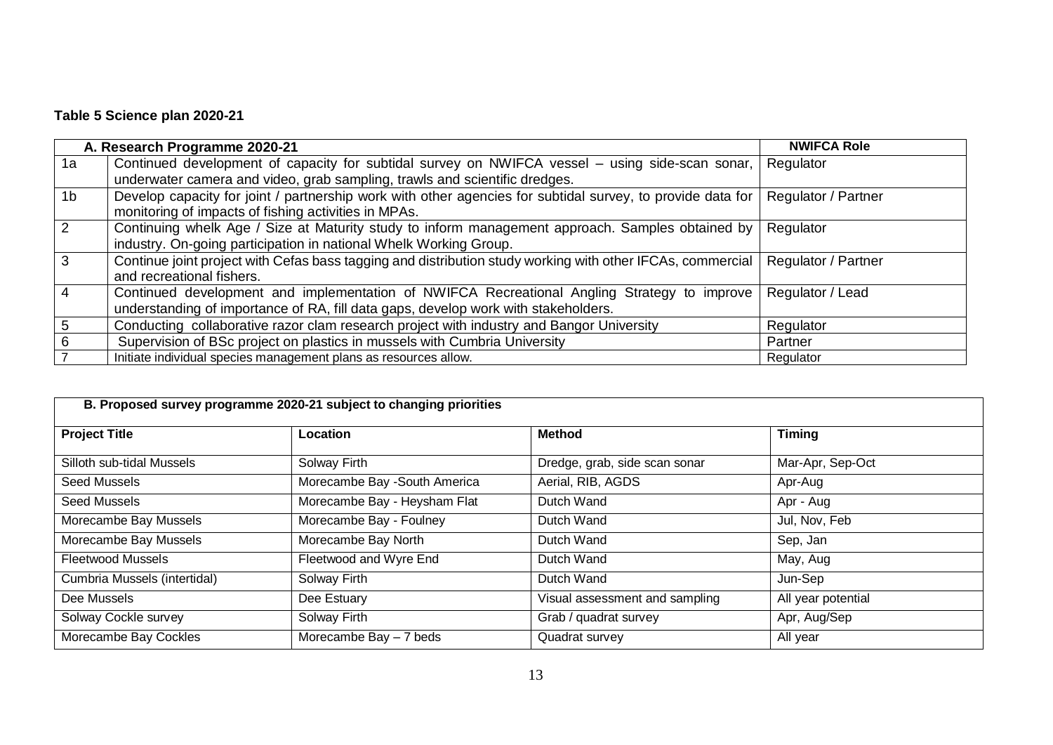**Table 5 Science plan 2020-21**

| | A. Research Programme 2020-21 | NWIFCA Role |
|---|---|---|
| 1a | Continued development of capacity for subtidal survey on NWIFCA vessel – using side-scan sonar, underwater camera and video, grab sampling, trawls and scientific dredges. | Regulator |
| 1b | Develop capacity for joint / partnership work with other agencies for subtidal survey, to provide data for monitoring of impacts of fishing activities in MPAs. | Regulator / Partner |
| 2 | Continuing whelk Age / Size at Maturity study to inform management approach. Samples obtained by industry. On-going participation in national Whelk Working Group. | Regulator |
| 3 | Continue joint project with Cefas bass tagging and distribution study working with other IFCAs, commercial and recreational fishers. | Regulator / Partner |
| 4 | Continued development and implementation of NWIFCA Recreational Angling Strategy to improve understanding of importance of RA, fill data gaps, develop work with stakeholders. | Regulator / Lead |
| 5 | Conducting collaborative razor clam research project with industry and Bangor University | Regulator |
| 6 | Supervision of BSc project on plastics in mussels with Cumbria University | Partner |
| 7 | Initiate individual species management plans as resources allow. | Regulator |

**B. Proposed survey programme 2020-21 subject to changing priorities**

| Project Title | Location | Method | Timing |
|---|---|---|---|
| Silloth sub-tidal Mussels | Solway Firth | Dredge, grab, side scan sonar | Mar-Apr, Sep-Oct |
| Seed Mussels | Morecambe Bay -South America | Aerial, RIB, AGDS | Apr-Aug |
| Seed Mussels | Morecambe Bay - Heysham Flat | Dutch Wand | Apr - Aug |
| Morecambe Bay Mussels | Morecambe Bay - Foulney | Dutch Wand | Jul, Nov, Feb |
| Morecambe Bay Mussels | Morecambe Bay North | Dutch Wand | Sep, Jan |
| Fleetwood Mussels | Fleetwood and Wyre End | Dutch Wand | May, Aug |
| Cumbria Mussels (intertidal) | Solway Firth | Dutch Wand | Jun-Sep |
| Dee Mussels | Dee Estuary | Visual assessment and sampling | All year potential |
| Solway Cockle survey | Solway Firth | Grab / quadrat survey | Apr, Aug/Sep |
| Morecambe Bay Cockles | Morecambe Bay – 7 beds | Quadrat survey | All year |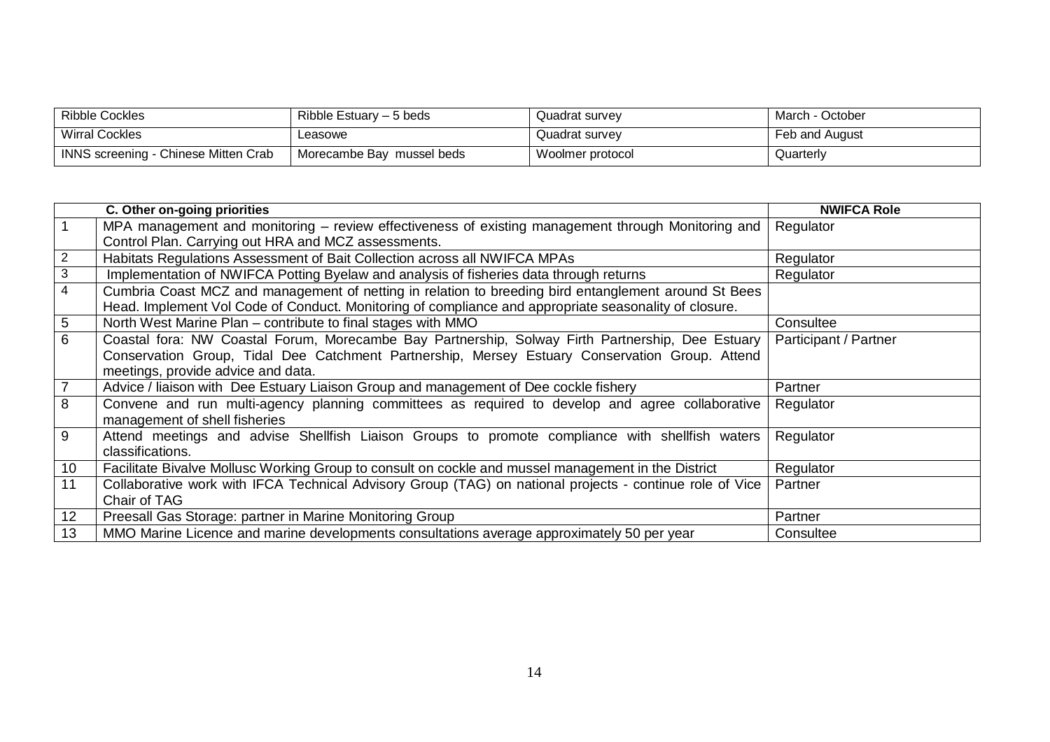| | | | |
|---|---|---|---|
| Ribble Cockles | Ribble Estuary – 5 beds | Quadrat survey | March - October |
| Wirral Cockles | Leasowe | Quadrat survey | Feb and August |
| INNS screening - Chinese Mitten Crab | Morecambe Bay mussel beds | Woolmer protocol | Quarterly |

| | C. Other on-going priorities | NWIFCA Role |
|---|---|---|
| 1 | MPA management and monitoring – review effectiveness of existing management through Monitoring and Control Plan. Carrying out HRA and MCZ assessments. | Regulator |
| 2 | Habitats Regulations Assessment of Bait Collection across all NWIFCA MPAs | Regulator |
| 3 | Implementation of NWIFCA Potting Byelaw and analysis of fisheries data through returns | Regulator |
| 4 | Cumbria Coast MCZ and management of netting in relation to breeding bird entanglement around St Bees Head. Implement Vol Code of Conduct. Monitoring of compliance and appropriate seasonality of closure. | |
| 5 | North West Marine Plan – contribute to final stages with MMO | Consultee |
| 6 | Coastal fora: NW Coastal Forum, Morecambe Bay Partnership, Solway Firth Partnership, Dee Estuary Conservation Group, Tidal Dee Catchment Partnership, Mersey Estuary Conservation Group. Attend meetings, provide advice and data. | Participant / Partner |
| 7 | Advice / liaison with Dee Estuary Liaison Group and management of Dee cockle fishery | Partner |
| 8 | Convene and run multi-agency planning committees as required to develop and agree collaborative management of shell fisheries | Regulator |
| 9 | Attend meetings and advise Shellfish Liaison Groups to promote compliance with shellfish waters classifications. | Regulator |
| 10 | Facilitate Bivalve Mollusc Working Group to consult on cockle and mussel management in the District | Regulator |
| 11 | Collaborative work with IFCA Technical Advisory Group (TAG) on national projects - continue role of Vice Chair of TAG | Partner |
| 12 | Preesall Gas Storage: partner in Marine Monitoring Group | Partner |
| 13 | MMO Marine Licence and marine developments consultations average approximately 50 per year | Consultee |